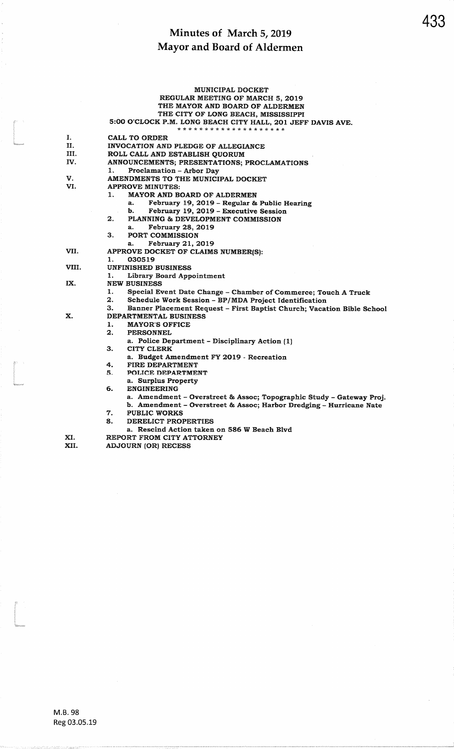# Minutes of March 5, 2019
# Mayor and Board of Aldermen

MUNICIPAL DOCKET
REGULAR MEETING OF MARCH 5, 2019
THE MAYOR AND BOARD OF ALDERMEN
THE CITY OF LONG BEACH, MISSISSIPPI
5:00 O'CLOCK P.M. LONG BEACH CITY HALL, 201 JEFF DAVIS AVE.
* * * * * * * * * * * * * * * * * * *

I. CALL TO ORDER
II. INVOCATION AND PLEDGE OF ALLEGIANCE
III. ROLL CALL AND ESTABLISH QUORUM
IV. ANNOUNCEMENTS; PRESENTATIONS; PROCLAMATIONS
  1. Proclamation – Arbor Day
V. AMENDMENTS TO THE MUNICIPAL DOCKET
VI. APPROVE MINUTES:
  1. MAYOR AND BOARD OF ALDERMEN
    a. February 19, 2019 – Regular & Public Hearing
    b. February 19, 2019 – Executive Session
  2. PLANNING & DEVELOPMENT COMMISSION
    a. February 28, 2019
  3. PORT COMMISSION
    a. February 21, 2019
VII. APPROVE DOCKET OF CLAIMS NUMBER(S):
  1. 030519
VIII. UNFINISHED BUSINESS
  1. Library Board Appointment
IX. NEW BUSINESS
  1. Special Event Date Change – Chamber of Commerce; Touch A Truck
  2. Schedule Work Session – BP/MDA Project Identification
  3. Banner Placement Request – First Baptist Church; Vacation Bible School
X. DEPARTMENTAL BUSINESS
  1. MAYOR'S OFFICE
  2. PERSONNEL
    a. Police Department – Disciplinary Action (1)
  3. CITY CLERK
    a. Budget Amendment FY 2019 - Recreation
  4. FIRE DEPARTMENT
  5. POLICE DEPARTMENT
    a. Surplus Property
  6. ENGINEERING
    a. Amendment – Overstreet & Assoc; Topographic Study – Gateway Proj.
    b. Amendment – Overstreet & Assoc; Harbor Dredging – Hurricane Nate
  7. PUBLIC WORKS
  8. DERELICT PROPERTIES
    a. Rescind Action taken on 586 W Beach Blvd
XI. REPORT FROM CITY ATTORNEY
XII. ADJOURN (OR) RECESS

M.B. 98
Reg 03.05.19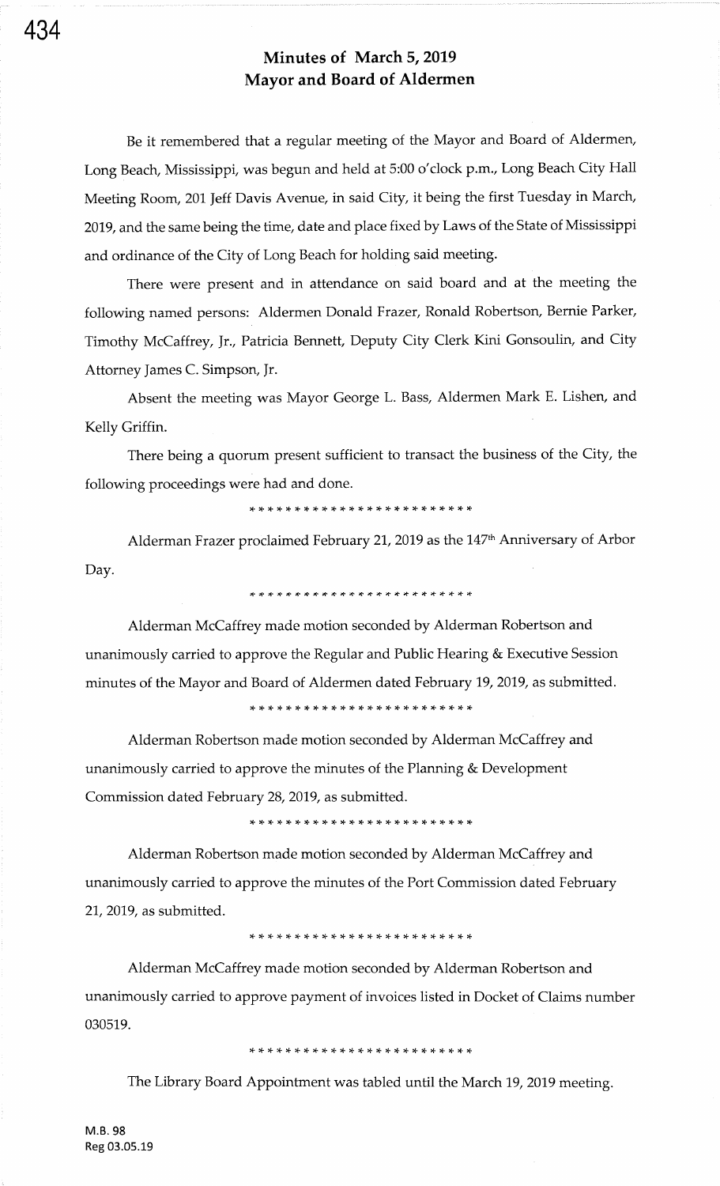# Minutes of March 5, 2019
# Mayor and Board of Aldermen

Be it remembered that a regular meeting of the Mayor and Board of Aldermen, Long Beach, Mississippi, was begun and held at 5:00 o'clock p.m., Long Beach City Hall Meeting Room, 201 Jeff Davis Avenue, in said City, it being the first Tuesday in March, 2019, and the same being the time, date and place fixed by Laws of the State of Mississippi and ordinance of the City of Long Beach for holding said meeting.

There were present and in attendance on said board and at the meeting the following named persons: Aldermen Donald Frazer, Ronald Robertson, Bernie Parker, Timothy McCaffrey, Jr., Patricia Bennett, Deputy City Clerk Kini Gonsoulin, and City Attorney James C. Simpson, Jr.

Absent the meeting was Mayor George L. Bass, Aldermen Mark E. Lishen, and Kelly Griffin.

There being a quorum present sufficient to transact the business of the City, the following proceedings were had and done.

\* \* \* \* \* \* \* \* \* \* \* \* \* \* \* \* \* \* \* \* \* \* \* \* \*

Alderman Frazer proclaimed February 21, 2019 as the 147th Anniversary of Arbor Day.

\* \* \* \* \* \* \* \* \* \* \* \* \* \* \* \* \* \* \* \* \* \* \* \* \*

Alderman McCaffrey made motion seconded by Alderman Robertson and unanimously carried to approve the Regular and Public Hearing & Executive Session minutes of the Mayor and Board of Aldermen dated February 19, 2019, as submitted.

\* \* \* \* \* \* \* \* \* \* \* \* \* \* \* \* \* \* \* \* \* \* \* \* \*

Alderman Robertson made motion seconded by Alderman McCaffrey and unanimously carried to approve the minutes of the Planning & Development Commission dated February 28, 2019, as submitted.

\* \* \* \* \* \* \* \* \* \* \* \* \* \* \* \* \* \* \* \* \* \* \* \* \*

Alderman Robertson made motion seconded by Alderman McCaffrey and unanimously carried to approve the minutes of the Port Commission dated February 21, 2019, as submitted.

\* \* \* \* \* \* \* \* \* \* \* \* \* \* \* \* \* \* \* \* \* \* \* \* \*

Alderman McCaffrey made motion seconded by Alderman Robertson and unanimously carried to approve payment of invoices listed in Docket of Claims number 030519.

\* \* \* \* \* \* \* \* \* \* \* \* \* \* \* \* \* \* \* \* \* \* \* \* \*

The Library Board Appointment was tabled until the March 19, 2019 meeting.

M.B. 98
Reg 03.05.19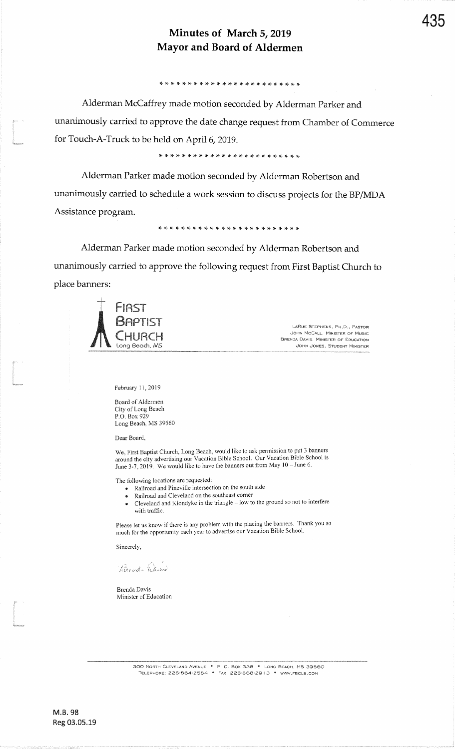# Minutes of March 5, 2019
# Mayor and Board of Aldermen

\* \* \* \* \* \* \* \* \* \* \* \* \* \* \* \* \* \* \* \* \* \* \* \*

Alderman McCaffrey made motion seconded by Alderman Parker and unanimously carried to approve the date change request from Chamber of Commerce for Touch-A-Truck to be held on April 6, 2019.

\* \* \* \* \* \* \* \* \* \* \* \* \* \* \* \* \* \* \* \* \* \* \* \*

Alderman Parker made motion seconded by Alderman Robertson and unanimously carried to schedule a work session to discuss projects for the BP/MDA Assistance program.

\* \* \* \* \* \* \* \* \* \* \* \* \* \* \* \* \* \* \* \* \* \* \* \*

Alderman Parker made motion seconded by Alderman Robertson and unanimously carried to approve the following request from First Baptist Church to place banners:

**FIRST BAPTIST CHURCH**
Long Beach, MS

LARUE STEPHENS, PH.D., PASTOR
JOHN MCCALL, MINISTER OF MUSIC
BRENDA DAVIS, MINISTER OF EDUCATION
JOHN JONES, STUDENT MINISTER

February 11, 2019

Board of Aldermen
City of Long Beach
P.O. Box 929
Long Beach, MS 39560

Dear Board,

We, First Baptist Church, Long Beach, would like to ask permission to put 3 banners around the city advertising our Vacation Bible School. Our Vacation Bible School is June 3-7, 2019. We would like to have the banners out from May 10 – June 6.

The following locations are requested:

- Railroad and Pineville intersection on the south side
- Railroad and Cleveland on the southeast corner
- Cleveland and Klondyke in the triangle – low to the ground so not to interfere with traffic.

Please let us know if there is any problem with the placing the banners. Thank you so much for the opportunity each year to advertise our Vacation Bible School.

Sincerely,

Brenda Davis

Brenda Davis
Minister of Education

300 NORTH CLEVELAND AVENUE • P. O. BOX 338 • LONG BEACH, MS 39560
TELEPHONE: 228-864-2584 • FAX: 228-868-2913 • WWW.FBCLB.COM

M.B. 98
Reg 03.05.19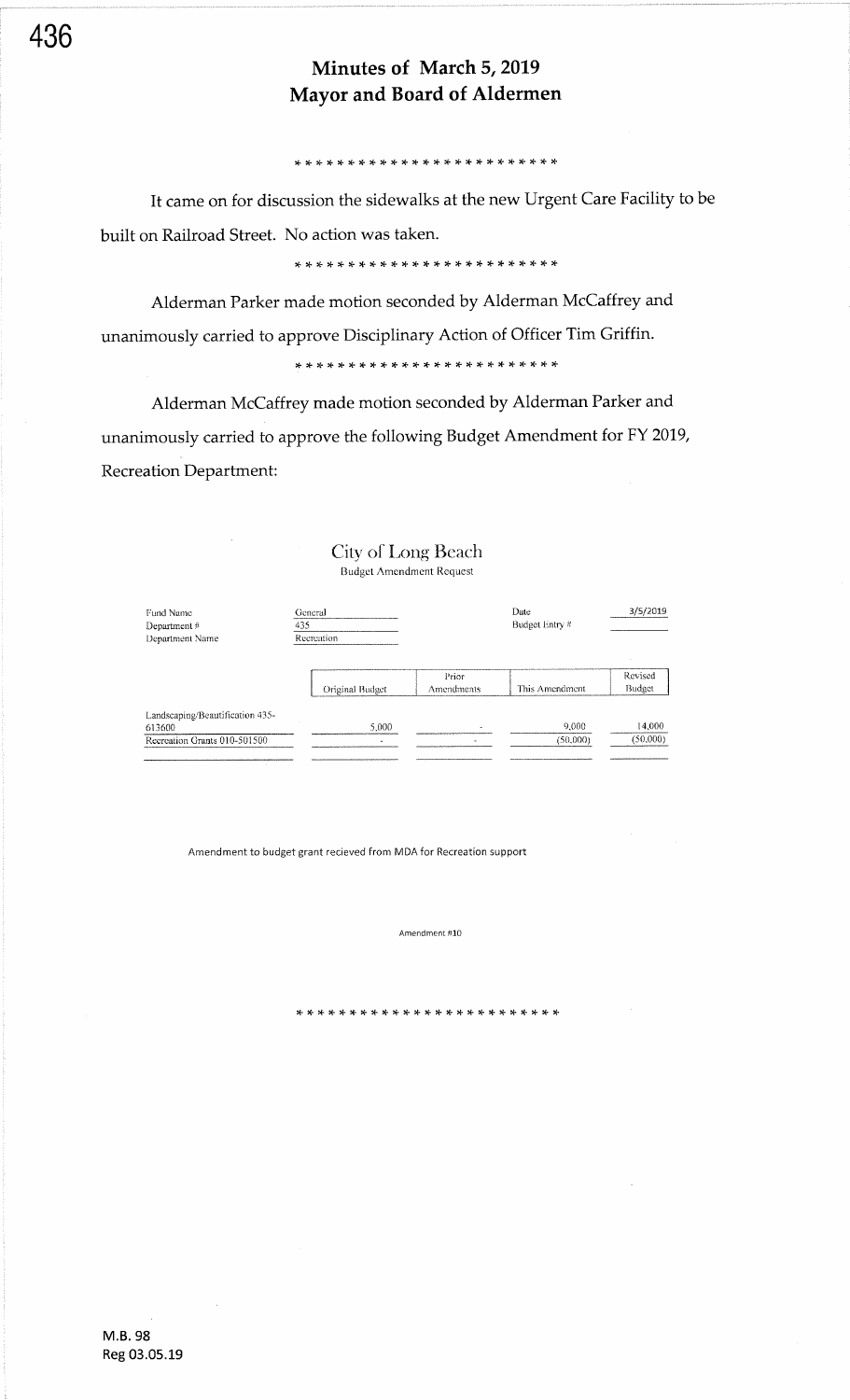# Minutes of March 5, 2019
# Mayor and Board of Aldermen

* * * * * * * * * * * * * * * * * * * * * * * * *

It came on for discussion the sidewalks at the new Urgent Care Facility to be built on Railroad Street. No action was taken.

* * * * * * * * * * * * * * * * * * * * * * * * *

Alderman Parker made motion seconded by Alderman McCaffrey and unanimously carried to approve Disciplinary Action of Officer Tim Griffin.

* * * * * * * * * * * * * * * * * * * * * * * * *

Alderman McCaffrey made motion seconded by Alderman Parker and unanimously carried to approve the following Budget Amendment for FY 2019, Recreation Department:

## City of Long Beach
Budget Amendment Request

| Fund Name | General | Date | 3/5/2019 |
|---|---|---|---|
| Department # | 435 | Budget Entry # | |
| Department Name | Recreation | | |

| | Original Budget | Prior Amendments | This Amendment | Revised Budget |
|---|---|---|---|---|
| Landscaping/Beautification 435-613600 | 5,000 | - | 9,000 | 14,000 |
| Recreation Grants 010-501500 | - | - | (50,000) | (50,000) |

Amendment to budget grant recieved from MDA for Recreation support

Amendment #10

* * * * * * * * * * * * * * * * * * * * * * * * *

M.B. 98
Reg 03.05.19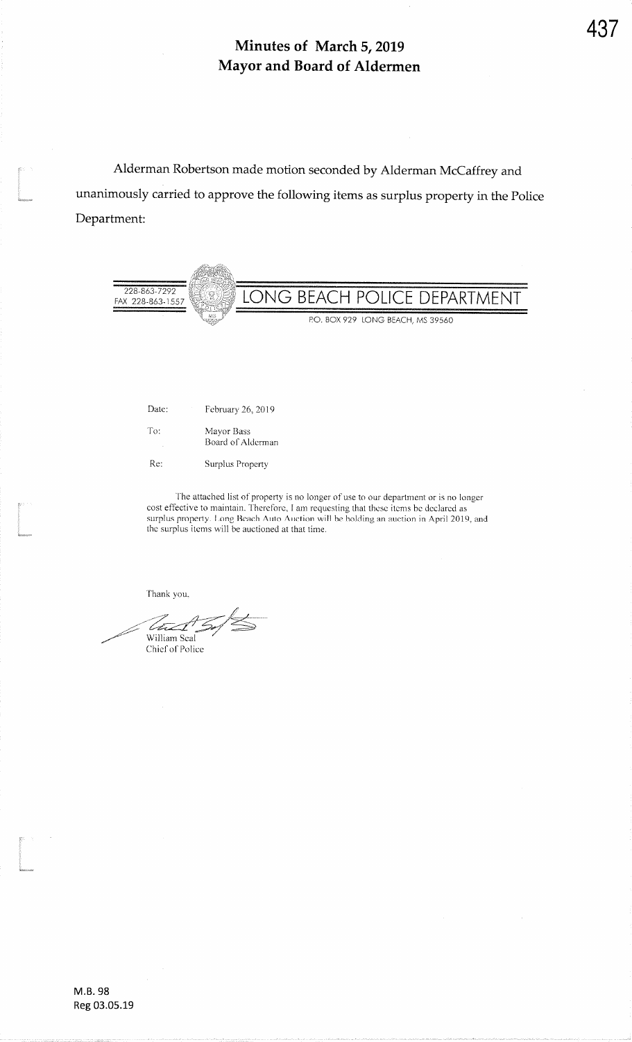# Minutes of March 5, 2019
# Mayor and Board of Aldermen

Alderman Robertson made motion seconded by Alderman McCaffrey and unanimously carried to approve the following items as surplus property in the Police Department:

228-863-7292
FAX 228-863-1557

**LONG BEACH POLICE DEPARTMENT**

P.O. BOX 929 LONG BEACH, MS 39560

Date: February 26, 2019

To: Mayor Bass
Board of Alderman

Re: Surplus Property

The attached list of property is no longer of use to our department or is no longer cost effective to maintain. Therefore, I am requesting that these items be declared as surplus property. Long Beach Auto Auction will be holding an auction in April 2019, and the surplus items will be auctioned at that time.

Thank you,

William Seal
Chief of Police

M.B. 98
Reg 03.05.19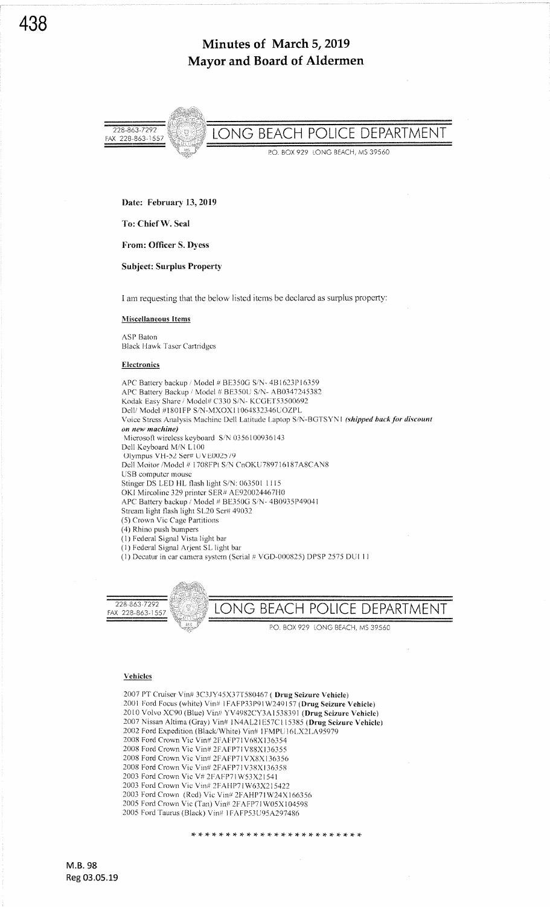# Minutes of March 5, 2019
# Mayor and Board of Aldermen

228-863-7292
FAX 228-863-1557

## LONG BEACH POLICE DEPARTMENT

P.O. BOX 929 LONG BEACH, MS 39560

**Date: February 13, 2019**

**To: Chief W. Seal**

**From: Officer S. Dyess**

**Subject: Surplus Property**

I am requesting that the below listed items be declared as surplus property:

**Miscellaneous Items**

ASP Baton
Black Hawk Taser Cartridges

**Electronics**

APC Battery backup / Model # BE350G S/N- 4B1623P16359
APC Battery Backup / Model # BE350U S/N- AB0347245382
Kodak Easy Share / Model# C330 S/N- KCGET53500692
Dell/ Model #1801FP S/N-MXOX11064832346UOZPL
Voice Stress Analysis Machine Dell Latitude Laptop S/N-BGTSYN1 ***(shipped back for discount on new machine)***
Microsoft wireless keyboard S/N 0356100936143
Dell Keyboard M/N L100
Olympus VH-52 Ser# UVE002579
Dell Moitor /Model # 1708FPt S/N CnOKU789716187A8CAN8
USB computer mouse
Stinger DS LED HL flash light S/N: 063501 1115
OKI Mircoline 329 printer SER# AE920024467H0
APC Battery backup / Model # BE350G S/N- 4B0935P49041
Stream light flash light SL20 Ser# 49032
(5) Crown Vic Cage Partitions
(4) Rhino push bumpers
(1) Federal Signal Vista light bar
(1) Federal Signal Arjent SL light bar
(1) Decatur in car camera system (Serial # VGD-000825) DPSP 2575 DUI 11

228-863-7292
FAX 228-863-1557

## LONG BEACH POLICE DEPARTMENT

P.O. BOX 929 LONG BEACH, MS 39560

**Vehicles**

2007 PT Cruiser Vin# 3C3JY45X37T580467 ( **Drug Seizure Vehicle**)
2001 Ford Focus (white) Vin# 1FAFP33P91W249157 (**Drug Seizure Vehicle**)
2010 Volvo XC90 (Blue) Vin# YV4982CY3A1538391 (**Drug Seizure Vehicle**)
2007 Nissan Altima (Gray) Vin# 1N4AL21E57C115385 (**Drug Seizure Vehicle**)
2002 Ford Expedition (Black/White) Vin# 1FMPU16LX2LA95979
2008 Ford Crown Vic Vin# 2FAFP71V68X136354
2008 Ford Crown Vic Vin# 2FAFP71V88X136355
2008 Ford Crown Vic Vin# 2FAFP71VX8X136356
2008 Ford Crown Vic Vin# 2FAFP71V38X136358
2003 Ford Crown Vic V# 2FAFP71W53X21541
2003 Ford Crown Vic Vin# 2FAHP71W63X215422
2003 Ford Crown (Red) Vic Vin# 2FAHP71W24X166356
2005 Ford Crown Vic (Tan) Vin# 2FAFP71W05X104598
2005 Ford Taurus (Black) Vin# 1FAFP53U95A297486

\* \* \* \* \* \* \* \* \* \* \* \* \* \* \* \* \* \* \* \* \* \* \* \*

M.B. 98
Reg 03.05.19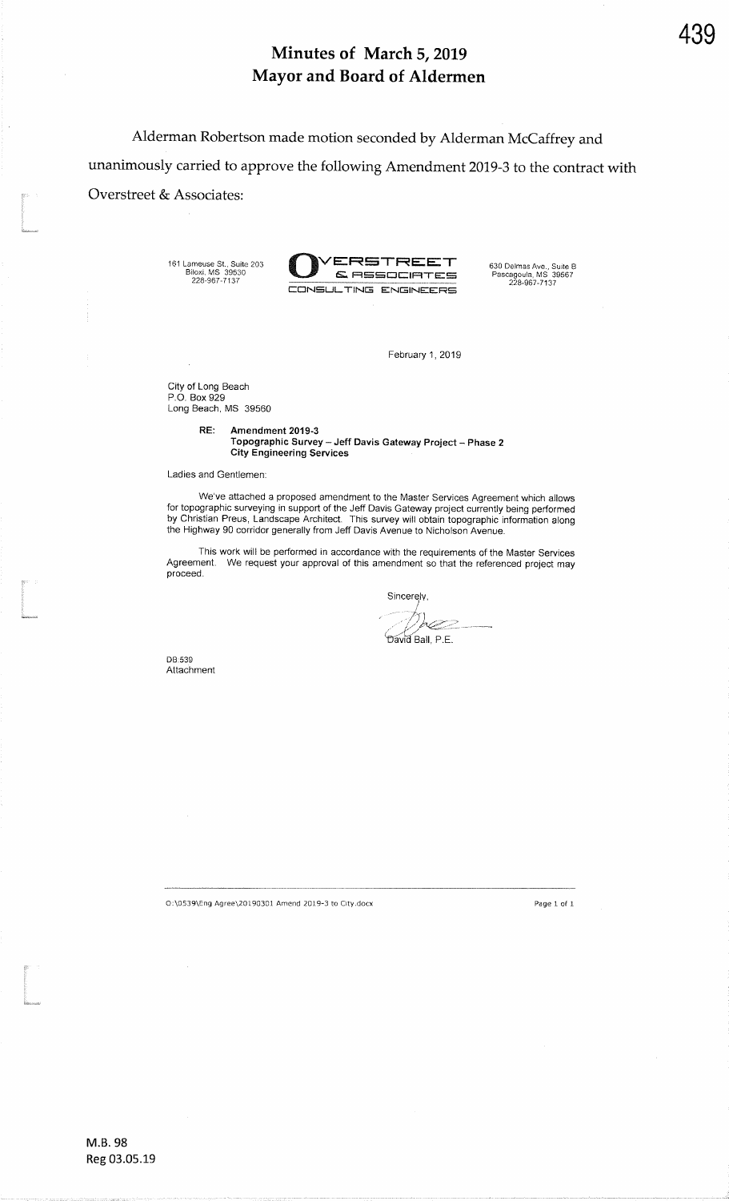# Minutes of March 5, 2019
# Mayor and Board of Aldermen

Alderman Robertson made motion seconded by Alderman McCaffrey and unanimously carried to approve the following Amendment 2019-3 to the contract with Overstreet & Associates:

161 Lameuse St., Suite 203
Biloxi, MS 39530
228-967-7137

**OVERSTREET & ASSOCIATES**
CONSULTING ENGINEERS

630 Delmas Ave., Suite B
Pascagoula, MS 39567
228-967-7137

February 1, 2019

City of Long Beach
P.O. Box 929
Long Beach, MS 39560

**RE: Amendment 2019-3**
**Topographic Survey – Jeff Davis Gateway Project – Phase 2**
**City Engineering Services**

Ladies and Gentlemen:

We've attached a proposed amendment to the Master Services Agreement which allows for topographic surveying in support of the Jeff Davis Gateway project currently being performed by Christian Preus, Landscape Architect. This survey will obtain topographic information along the Highway 90 corridor generally from Jeff Davis Avenue to Nicholson Avenue.

This work will be performed in accordance with the requirements of the Master Services Agreement. We request your approval of this amendment so that the referenced project may proceed.

Sincerely,

David Ball, P.E.

DB 539
Attachment

O:\0539\Eng Agree\20190301 Amend 2019-3 to City.docx

M.B. 98
Reg 03.05.19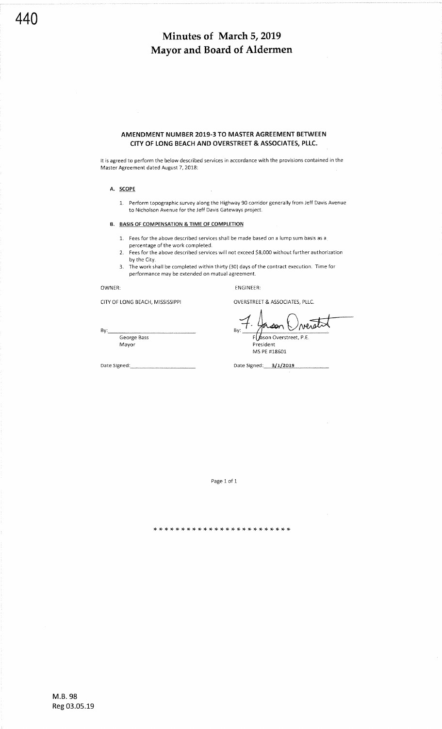# Minutes of March 5, 2019
# Mayor and Board of Aldermen

### AMENDMENT NUMBER 2019-3 TO MASTER AGREEMENT BETWEEN CITY OF LONG BEACH AND OVERSTREET & ASSOCIATES, PLLC.

It is agreed to perform the below described services in accordance with the provisions contained in the Master Agreement dated August 7, 2018:

**A. SCOPE**

1. Perform topographic survey along the Highway 90 corridor generally from Jeff Davis Avenue to Nicholson Avenue for the Jeff Davis Gateways project.

**B. BASIS OF COMPENSATION & TIME OF COMPLETION**

1. Fees for the above described services shall be made based on a lump sum basis as a percentage of the work completed.
2. Fees for the above described services will not exceed $8,000 without further authorization by the City.
3. The work shall be completed within thirty (30) days of the contract execution. Time for performance may be extended on mutual agreement.

OWNER:

CITY OF LONG BEACH, MISSISSIPPI

By: ______________________
George Bass
Mayor

Date Signed: ______________________

ENGINEER:

OVERSTREET & ASSOCIATES, PLLC.

By: F. Jason Overstreet
F. Jason Overstreet, P.E.
President
MS PE #18601

Date Signed: 3/1/2019

* * * * * * * * * * * * * * * * * * * * * * * *

M.B. 98
Reg 03.05.19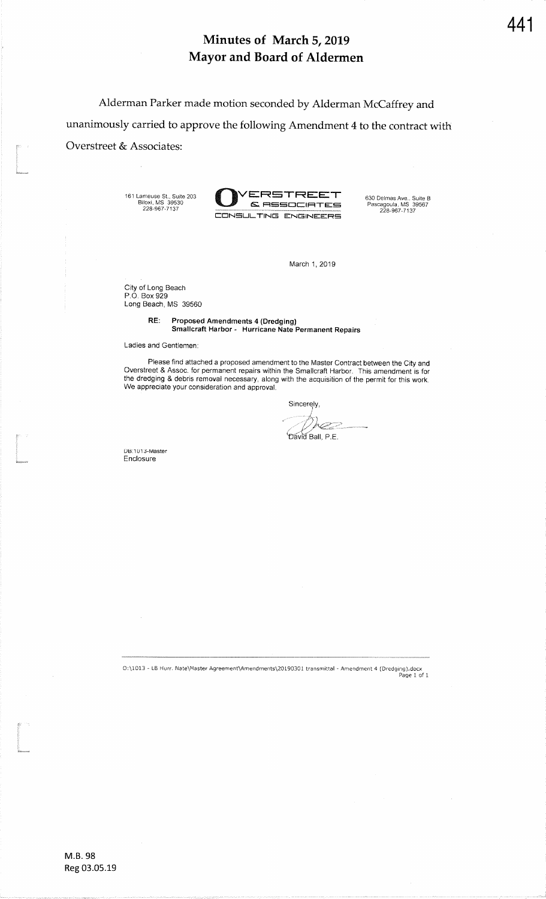# Minutes of March 5, 2019
# Mayor and Board of Aldermen

Alderman Parker made motion seconded by Alderman McCaffrey and unanimously carried to approve the following Amendment 4 to the contract with Overstreet & Associates:

161 Lameuse St., Suite 203
Biloxi, MS 39530
228-967-7137

**OVERSTREET & ASSOCIATES**
**CONSULTING ENGINEERS**

630 Delmas Ave., Suite B
Pascagoula, MS 39567
228-967-7137

March 1, 2019

City of Long Beach
P.O. Box 929
Long Beach, MS 39560

**RE: Proposed Amendments 4 (Dredging)**
**Smallcraft Harbor - Hurricane Nate Permanent Repairs**

Ladies and Gentlemen:

Please find attached a proposed amendment to the Master Contract between the City and Overstreet & Assoc. for permanent repairs within the Smallcraft Harbor. This amendment is for the dredging & debris removal necessary, along with the acquisition of the permit for this work. We appreciate your consideration and approval.

Sincerely,

David Ball, P.E.

DB:1013-Master
Enclosure

O:\1013 - LB Hurr. Nate\Master Agreement\Amendments\20190301 transmittal - Amendment 4 (Dredging).docx

M.B. 98
Reg 03.05.19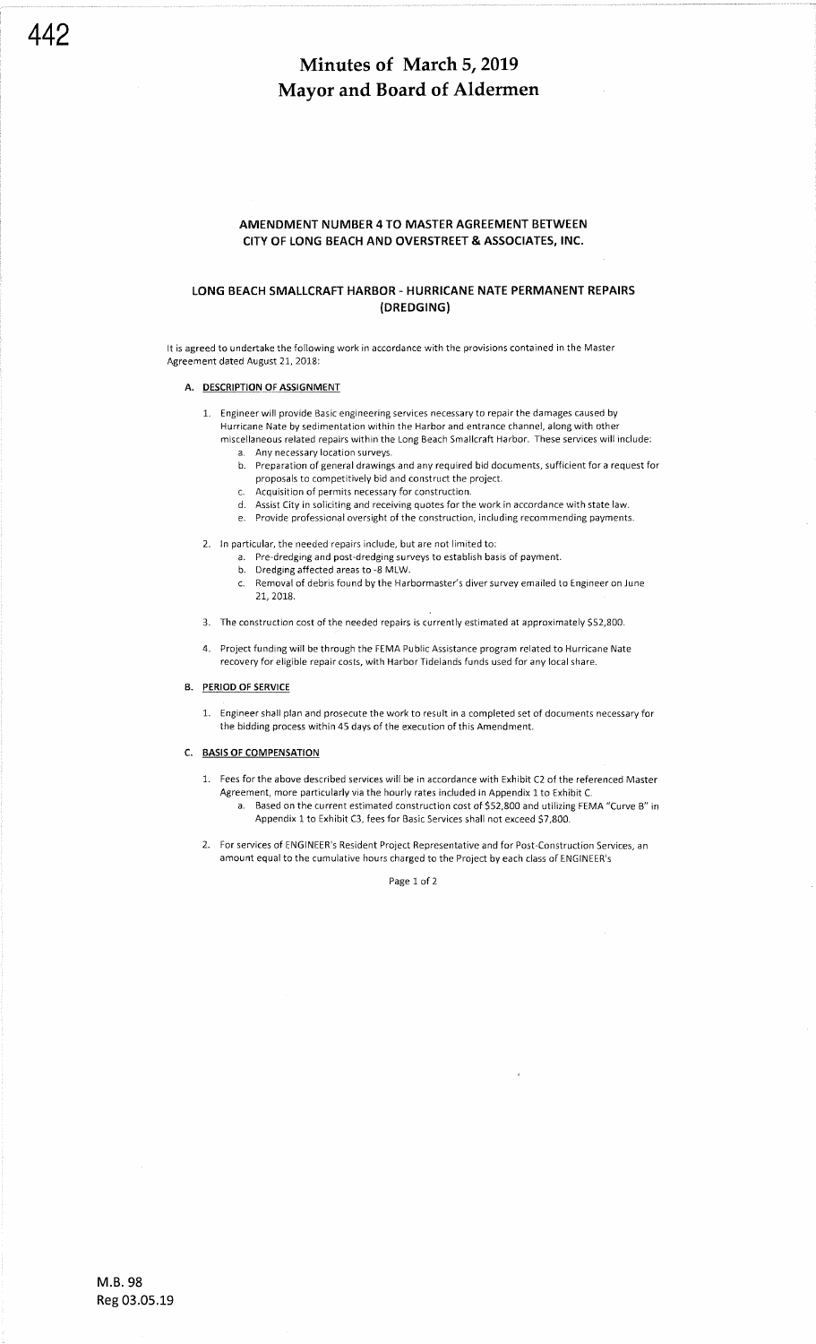# Minutes of March 5, 2019
# Mayor and Board of Aldermen

## AMENDMENT NUMBER 4 TO MASTER AGREEMENT BETWEEN CITY OF LONG BEACH AND OVERSTREET & ASSOCIATES, INC.

## LONG BEACH SMALLCRAFT HARBOR - HURRICANE NATE PERMANENT REPAIRS (DREDGING)

It is agreed to undertake the following work in accordance with the provisions contained in the Master Agreement dated August 21, 2018:

### A. DESCRIPTION OF ASSIGNMENT

1. Engineer will provide Basic engineering services necessary to repair the damages caused by Hurricane Nate by sedimentation within the Harbor and entrance channel, along with other miscellaneous related repairs within the Long Beach Smallcraft Harbor. These services will include:
   a. Any necessary location surveys.
   b. Preparation of general drawings and any required bid documents, sufficient for a request for proposals to competitively bid and construct the project.
   c. Acquisition of permits necessary for construction.
   d. Assist City in soliciting and receiving quotes for the work in accordance with state law.
   e. Provide professional oversight of the construction, including recommending payments.

2. In particular, the needed repairs include, but are not limited to:
   a. Pre-dredging and post-dredging surveys to establish basis of payment.
   b. Dredging affected areas to -8 MLW.
   c. Removal of debris found by the Harbormaster's diver survey emailed to Engineer on June 21, 2018.

3. The construction cost of the needed repairs is currently estimated at approximately $52,800.

4. Project funding will be through the FEMA Public Assistance program related to Hurricane Nate recovery for eligible repair costs, with Harbor Tidelands funds used for any local share.

### B. PERIOD OF SERVICE

1. Engineer shall plan and prosecute the work to result in a completed set of documents necessary for the bidding process within 45 days of the execution of this Amendment.

### C. BASIS OF COMPENSATION

1. Fees for the above described services will be in accordance with Exhibit C2 of the referenced Master Agreement, more particularly via the hourly rates included in Appendix 1 to Exhibit C.
   a. Based on the current estimated construction cost of $52,800 and utilizing FEMA "Curve B" in Appendix 1 to Exhibit C3, fees for Basic Services shall not exceed $7,800.

2. For services of ENGINEER's Resident Project Representative and for Post-Construction Services, an amount equal to the cumulative hours charged to the Project by each class of ENGINEER's

M.B. 98
Reg 03.05.19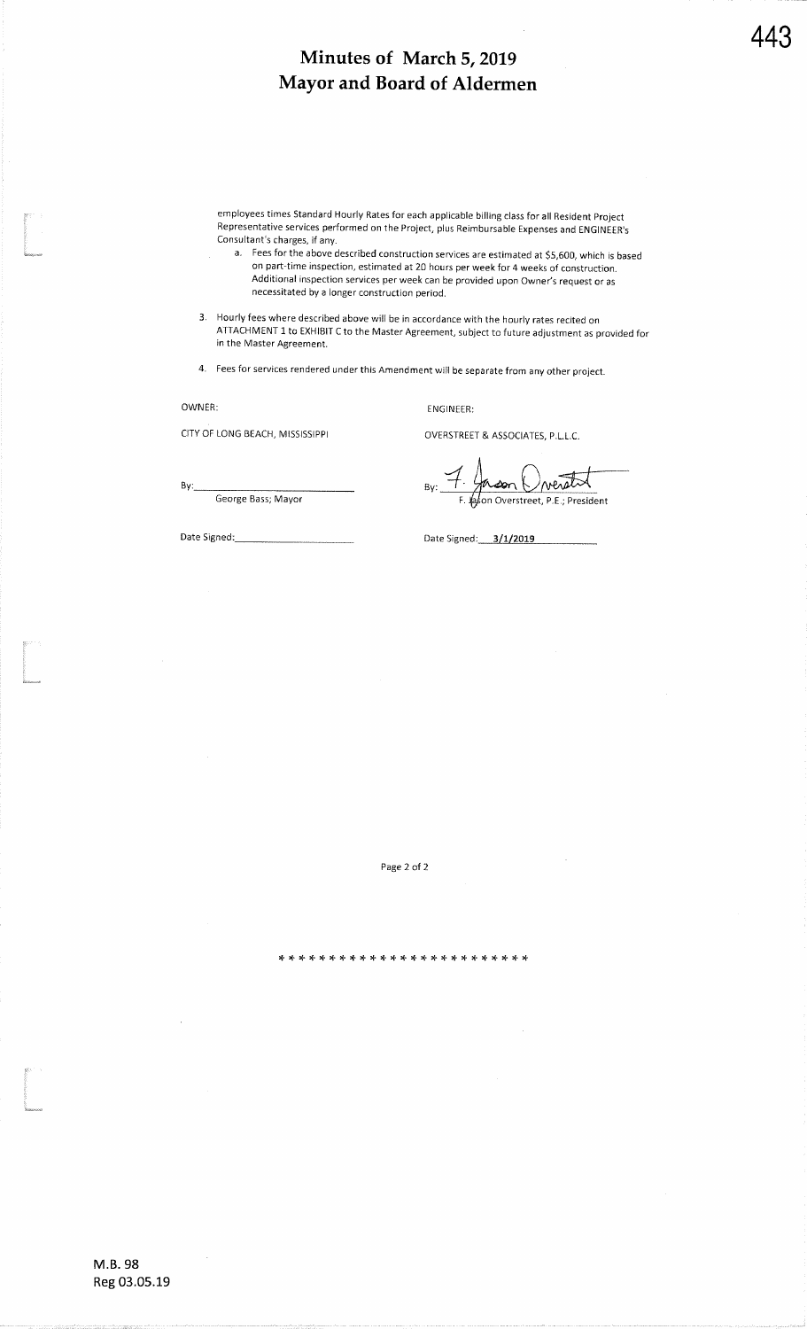employees times Standard Hourly Rates for each applicable billing class for all Resident Project Representative services performed on the Project, plus Reimbursable Expenses and ENGINEER's Consultant's charges, if any.

   a. Fees for the above described construction services are estimated at $5,600, which is based on part-time inspection, estimated at 20 hours per week for 4 weeks of construction. Additional inspection services per week can be provided upon Owner's request or as necessitated by a longer construction period.

3. Hourly fees where described above will be in accordance with the hourly rates recited on ATTACHMENT 1 to EXHIBIT C to the Master Agreement, subject to future adjustment as provided for in the Master Agreement.

4. Fees for services rendered under this Amendment will be separate from any other project.

| OWNER: | ENGINEER: |
|---|---|
| CITY OF LONG BEACH, MISSISSIPPI | OVERSTREET & ASSOCIATES, P.L.L.C. |
| By:\_\_\_\_\_\_\_\_\_\_\_\_\_\_\_\_\_\_ George Bass; Mayor | By: F. Jason Overstreet F. Jason Overstreet, P.E.; President |
| Date Signed:\_\_\_\_\_\_\_\_\_\_\_\_ | Date Signed: 3/1/2019 |

\* \* \* \* \* \* \* \* \* \* \* \* \* \* \* \* \* \* \* \* \* \* \* \*

M.B. 98
Reg 03.05.19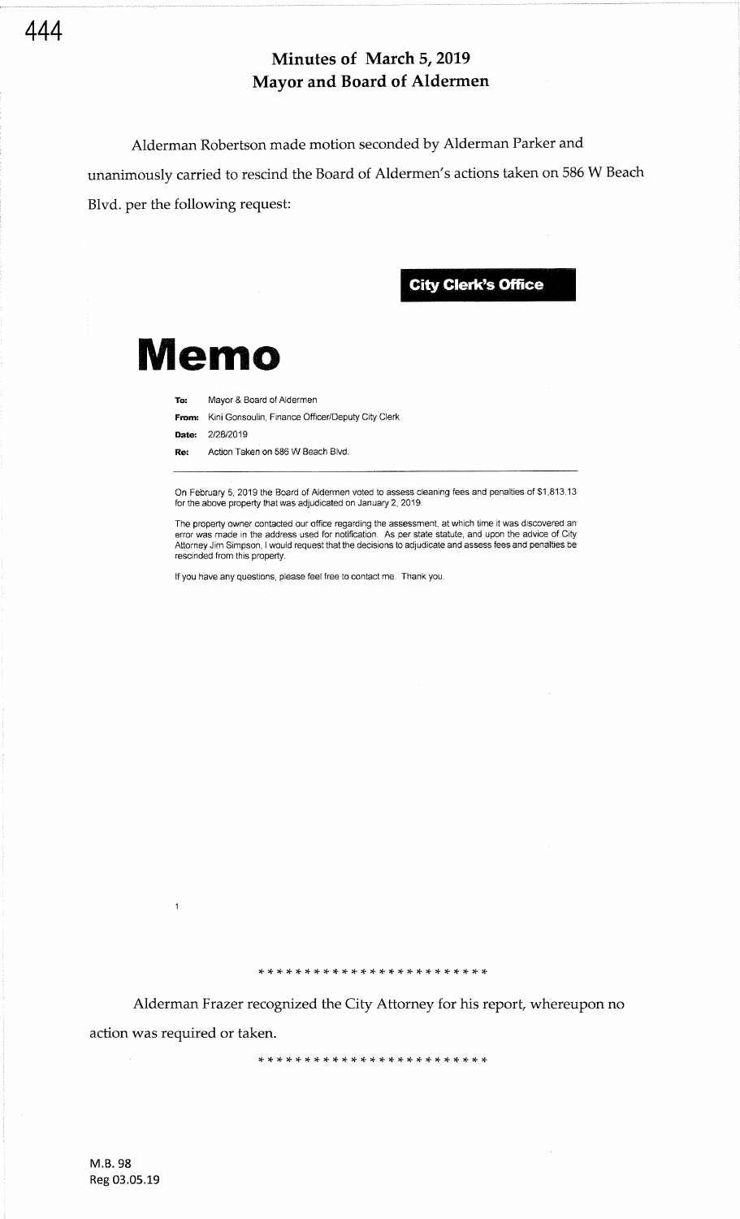## Minutes of March 5, 2019
## Mayor and Board of Aldermen

Alderman Robertson made motion seconded by Alderman Parker and unanimously carried to rescind the Board of Aldermen's actions taken on 586 W Beach Blvd. per the following request:

**City Clerk's Office**

# Memo

**To:** Mayor & Board of Aldermen

**From:** Kini Gonsoulin, Finance Officer/Deputy City Clerk

**Date:** 2/28/2019

**Re:** Action Taken on 586 W Beach Blvd.

---

On February 5, 2019 the Board of Aldermen voted to assess cleaning fees and penalties of $1,813.13 for the above property that was adjudicated on January 2, 2019.

The property owner contacted our office regarding the assessment, at which time it was discovered an error was made in the address used for notification. As per state statute, and upon the advice of City Attorney Jim Simpson, I would request that the decisions to adjudicate and assess fees and penalties be rescinded from this property.

If you have any questions, please feel free to contact me. Thank you.

1

* * * * * * * * * * * * * * * * * * * * * * * *

Alderman Frazer recognized the City Attorney for his report, whereupon no action was required or taken.

* * * * * * * * * * * * * * * * * * * * * * * *

M.B. 98
Reg 03.05.19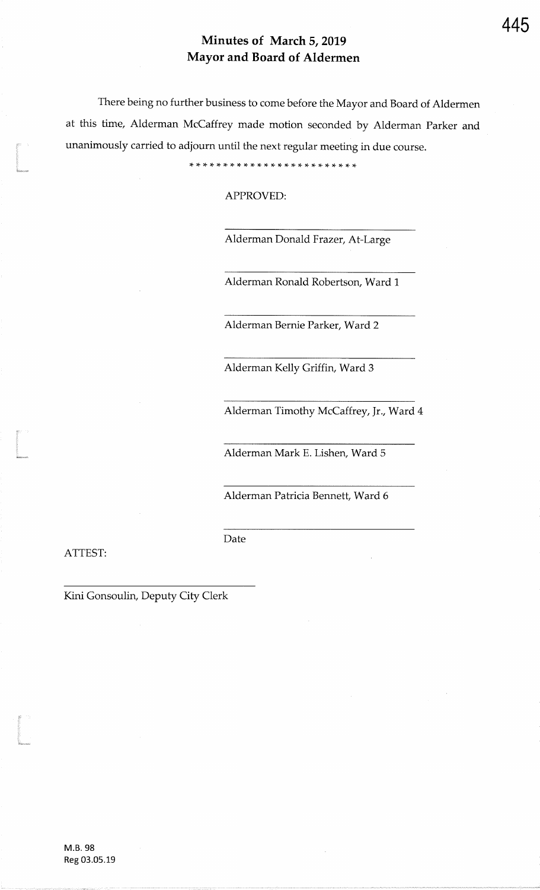# Minutes of March 5, 2019
# Mayor and Board of Aldermen

There being no further business to come before the Mayor and Board of Aldermen at this time, Alderman McCaffrey made motion seconded by Alderman Parker and unanimously carried to adjourn until the next regular meeting in due course.

*************************

APPROVED:

\_\_\_\_\_\_\_\_\_\_\_\_\_\_\_\_\_\_\_\_\_\_\_\_\_\_\_\_\_\_\_\_\_\_\_
Alderman Donald Frazer, At-Large

\_\_\_\_\_\_\_\_\_\_\_\_\_\_\_\_\_\_\_\_\_\_\_\_\_\_\_\_\_\_\_\_\_\_\_
Alderman Ronald Robertson, Ward 1

\_\_\_\_\_\_\_\_\_\_\_\_\_\_\_\_\_\_\_\_\_\_\_\_\_\_\_\_\_\_\_\_\_\_\_
Alderman Bernie Parker, Ward 2

\_\_\_\_\_\_\_\_\_\_\_\_\_\_\_\_\_\_\_\_\_\_\_\_\_\_\_\_\_\_\_\_\_\_\_
Alderman Kelly Griffin, Ward 3

\_\_\_\_\_\_\_\_\_\_\_\_\_\_\_\_\_\_\_\_\_\_\_\_\_\_\_\_\_\_\_\_\_\_\_
Alderman Timothy McCaffrey, Jr., Ward 4

\_\_\_\_\_\_\_\_\_\_\_\_\_\_\_\_\_\_\_\_\_\_\_\_\_\_\_\_\_\_\_\_\_\_\_
Alderman Mark E. Lishen, Ward 5

\_\_\_\_\_\_\_\_\_\_\_\_\_\_\_\_\_\_\_\_\_\_\_\_\_\_\_\_\_\_\_\_\_\_\_
Alderman Patricia Bennett, Ward 6

\_\_\_\_\_\_\_\_\_\_\_\_\_\_\_\_\_\_\_\_\_\_\_\_\_\_\_\_\_\_\_\_\_\_\_
Date

ATTEST:

\_\_\_\_\_\_\_\_\_\_\_\_\_\_\_\_\_\_\_\_\_\_\_\_\_\_\_\_\_\_\_\_\_\_\_
Kini Gonsoulin, Deputy City Clerk

M.B. 98
Reg 03.05.19